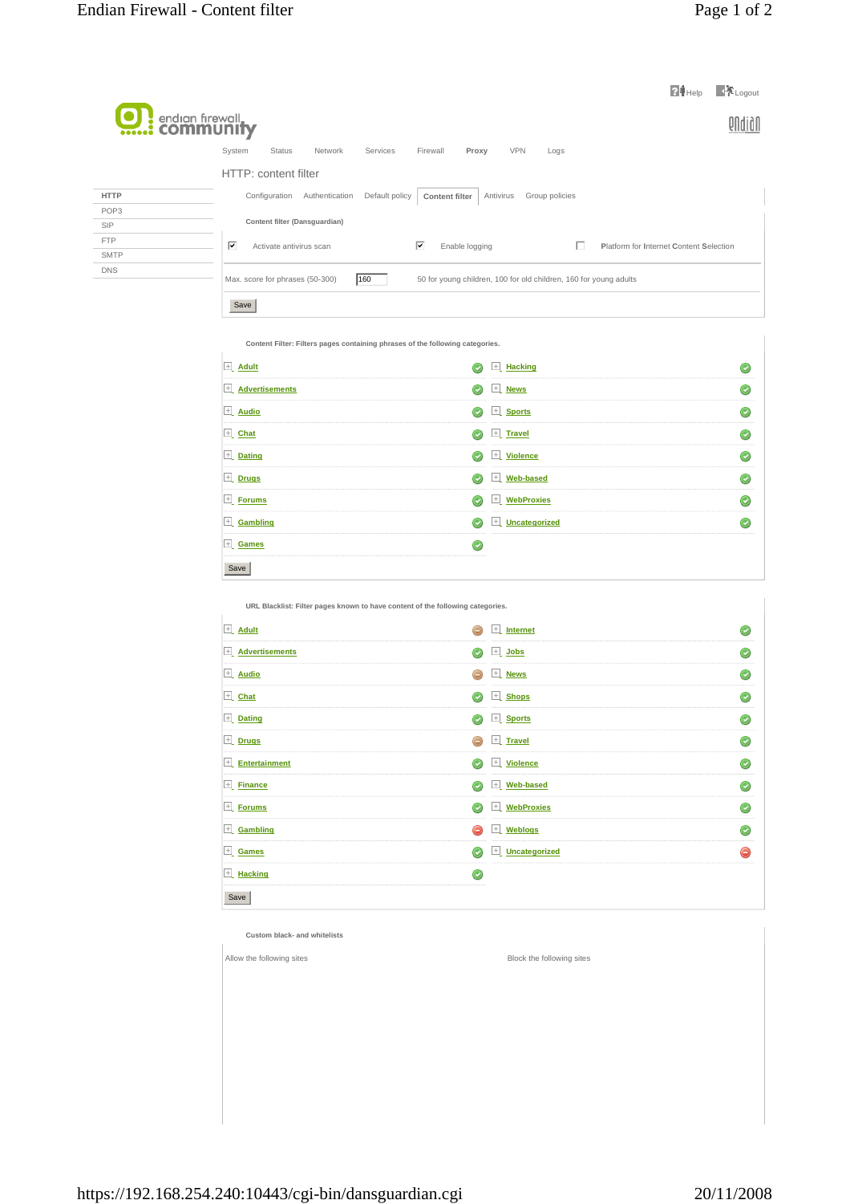Help Logout

endian firewall community

System | Status | Network | Services | Firewall | **Proxy** | VPN | Logs

## HTTP: content filter

- **HTTP**
- POP3
- SIP
- FTP
- SMTP
- DNS

Configuration | Authentication | Default policy | **Content filter** | Antivirus | Group policies

### Content filter (Dansguardian)

☑ Activate antivirus scan ☑ Enable logging ☐ Platform for Internet Content Selection

Max. score for phrases (50-300) [160] 50 for young children, 100 for old children, 160 for young adults

[Save]

### Content Filter: Filters pages containing phrases of the following categories.

| Category | Status | Category | Status |
|---|---|---|---|
| Adult | allowed | Hacking | allowed |
| Advertisements | allowed | News | allowed |
| Audio | allowed | Sports | allowed |
| Chat | allowed | Travel | allowed |
| Dating | allowed | Violence | allowed |
| Drugs | allowed | Web-based | allowed |
| Forums | allowed | WebProxies | allowed |
| Gambling | allowed | Uncategorized | allowed |
| Games | allowed | | |

[Save]

### URL Blacklist: Filter pages known to have content of the following categories.

| Category | Status | Category | Status |
|---|---|---|---|
| Adult | partially blocked | Internet | allowed |
| Advertisements | allowed | Jobs | allowed |
| Audio | partially blocked | News | allowed |
| Chat | allowed | Shops | allowed |
| Dating | allowed | Sports | allowed |
| Drugs | partially blocked | Travel | allowed |
| Entertainment | allowed | Violence | allowed |
| Finance | allowed | Web-based | allowed |
| Forums | allowed | WebProxies | allowed |
| Gambling | blocked | Weblogs | allowed |
| Games | allowed | Uncategorized | blocked |
| Hacking | allowed | | |

[Save]

### Custom black- and whitelists

Allow the following sites

Block the following sites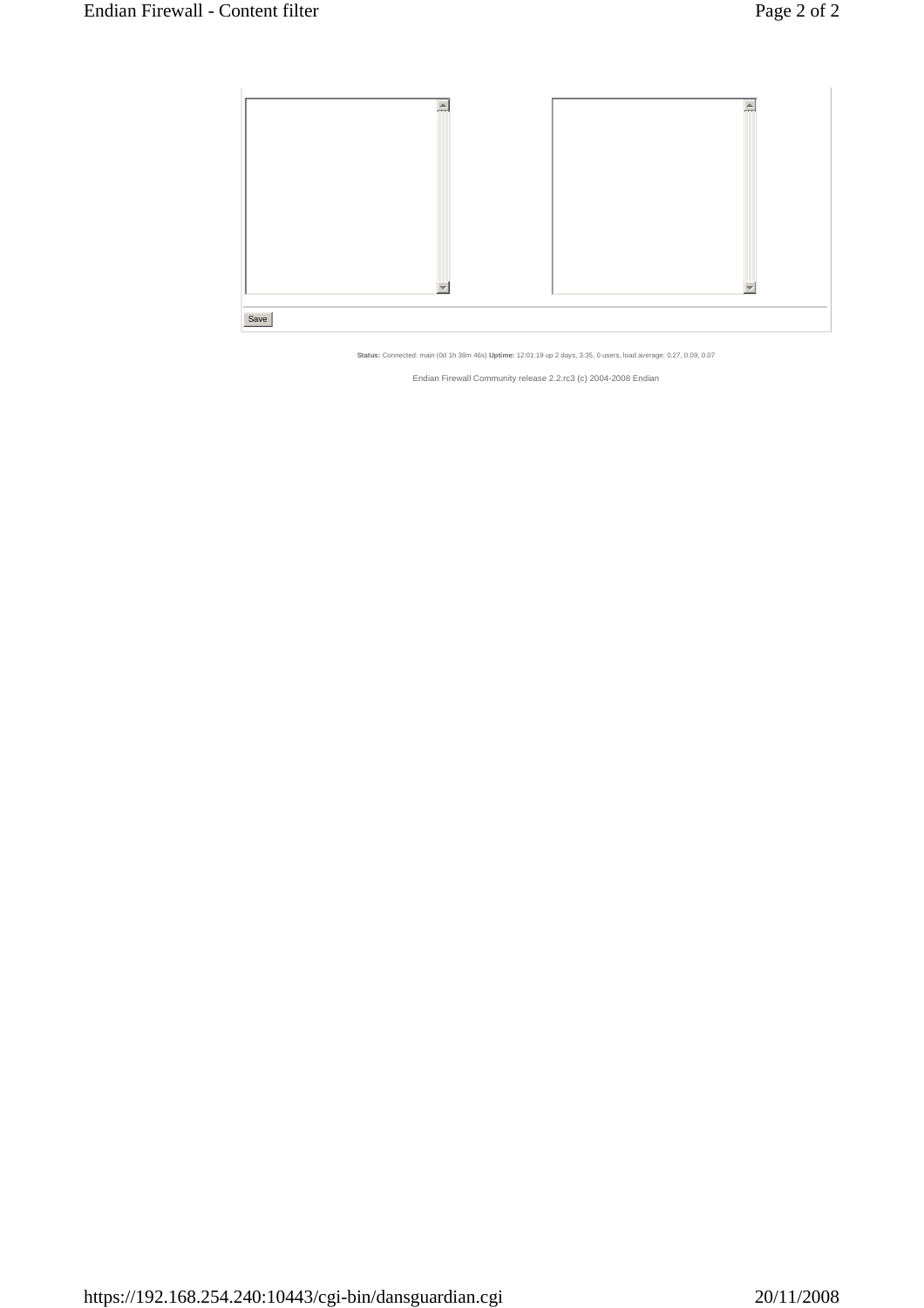Save

**Status:** Connected: main (0d 1h 38m 46s) **Uptime:** 12:01:19 up 2 days, 3:35, 0 users, load average: 0.27, 0.09, 0.07

Endian Firewall Community release 2.2.rc3 (c) 2004-2008 Endian